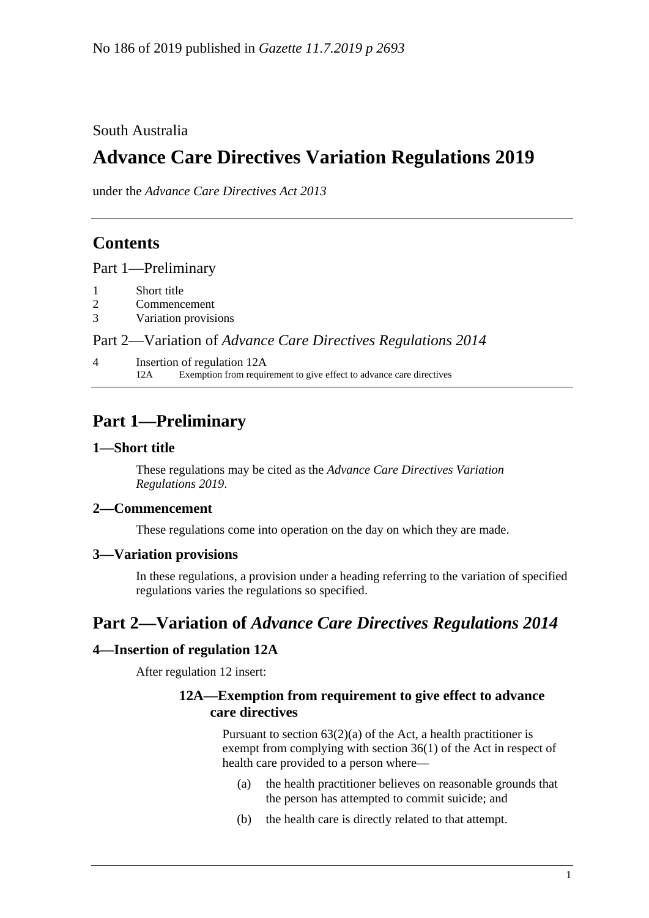No 186 of 2019 published in *Gazette 11.7.2019 p 2693*

South Australia

# Advance Care Directives Variation Regulations 2019

under the *Advance Care Directives Act 2013*

## Contents

Part 1—Preliminary

1 Short title
2 Commencement
3 Variation provisions

Part 2—Variation of *Advance Care Directives Regulations 2014*

4 Insertion of regulation 12A
 12A Exemption from requirement to give effect to advance care directives

## Part 1—Preliminary

### 1—Short title

These regulations may be cited as the *Advance Care Directives Variation Regulations 2019*.

### 2—Commencement

These regulations come into operation on the day on which they are made.

### 3—Variation provisions

In these regulations, a provision under a heading referring to the variation of specified regulations varies the regulations so specified.

## Part 2—Variation of *Advance Care Directives Regulations 2014*

### 4—Insertion of regulation 12A

After regulation 12 insert:

#### 12A—Exemption from requirement to give effect to advance care directives

Pursuant to section 63(2)(a) of the Act, a health practitioner is exempt from complying with section 36(1) of the Act in respect of health care provided to a person where—

(a) the health practitioner believes on reasonable grounds that the person has attempted to commit suicide; and

(b) the health care is directly related to that attempt.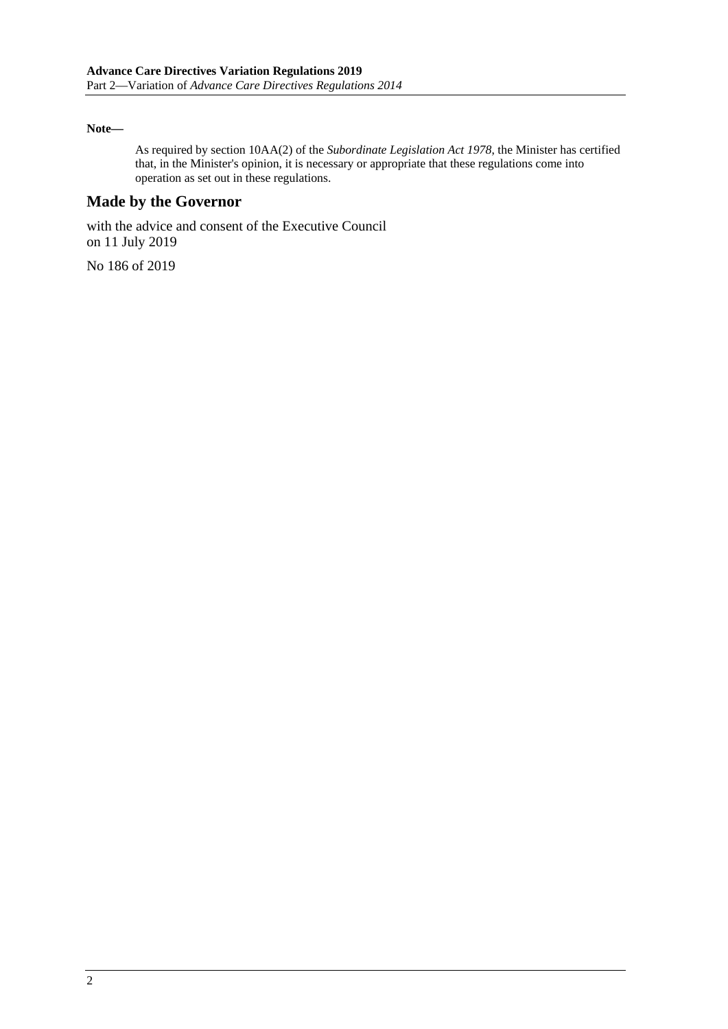**Note—**

As required by section 10AA(2) of the *Subordinate Legislation Act 1978*, the Minister has certified that, in the Minister's opinion, it is necessary or appropriate that these regulations come into operation as set out in these regulations.

## Made by the Governor

with the advice and consent of the Executive Council
on 11 July 2019

No 186 of 2019